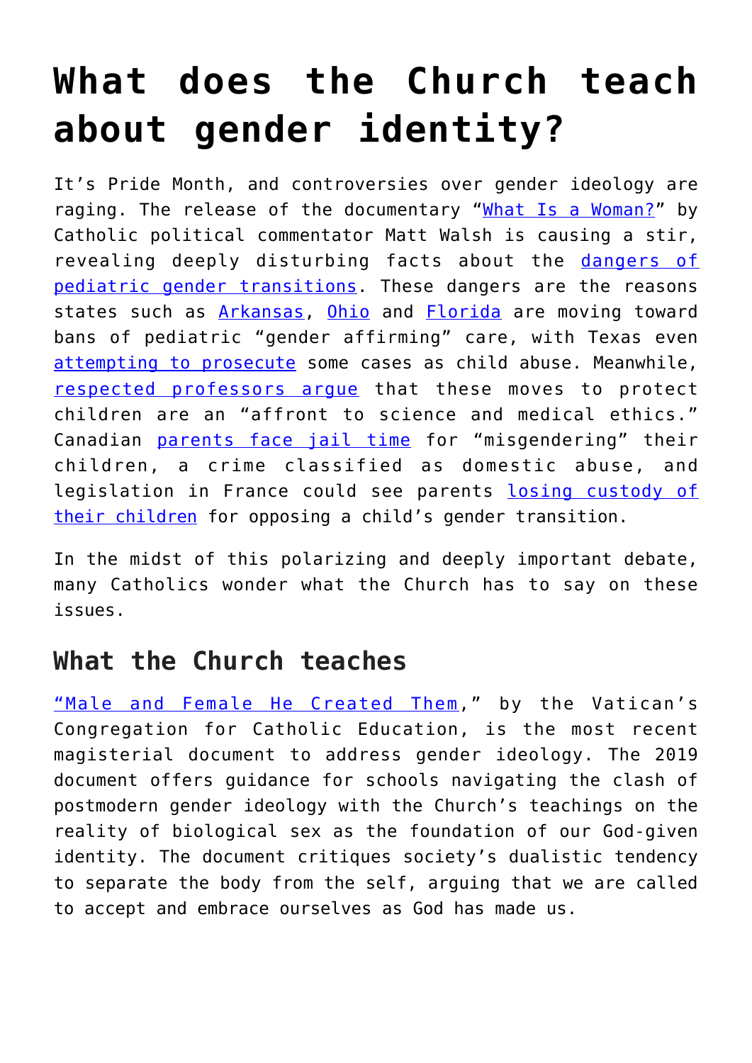# What does the Church teach about gender identity?

It's Pride Month, and controversies over gender ideology are raging. The release of the documentary "What Is a Woman?" by Catholic political commentator Matt Walsh is causing a stir, revealing deeply disturbing facts about the dangers of pediatric gender transitions. These dangers are the reasons states such as Arkansas, Ohio and Florida are moving toward bans of pediatric "gender affirming" care, with Texas even attempting to prosecute some cases as child abuse. Meanwhile, respected professors argue that these moves to protect children are an "affront to science and medical ethics." Canadian parents face jail time for "misgendering" their children, a crime classified as domestic abuse, and legislation in France could see parents losing custody of their children for opposing a child's gender transition.

In the midst of this polarizing and deeply important debate, many Catholics wonder what the Church has to say on these issues.

## What the Church teaches

"Male and Female He Created Them," by the Vatican's Congregation for Catholic Education, is the most recent magisterial document to address gender ideology. The 2019 document offers guidance for schools navigating the clash of postmodern gender ideology with the Church's teachings on the reality of biological sex as the foundation of our God-given identity. The document critiques society's dualistic tendency to separate the body from the self, arguing that we are called to accept and embrace ourselves as God has made us.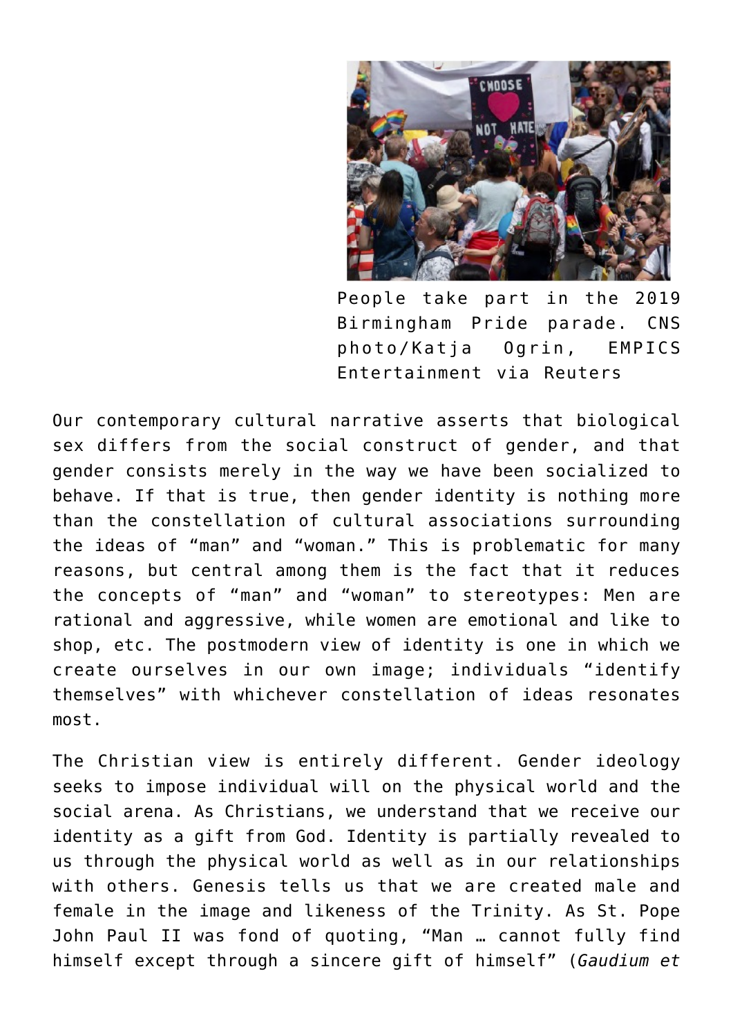People take part in the 2019 Birmingham Pride parade. CNS photo/Katja Ogrin, EMPICS Entertainment via Reuters

Our contemporary cultural narrative asserts that biological sex differs from the social construct of gender, and that gender consists merely in the way we have been socialized to behave. If that is true, then gender identity is nothing more than the constellation of cultural associations surrounding the ideas of "man" and "woman." This is problematic for many reasons, but central among them is the fact that it reduces the concepts of "man" and "woman" to stereotypes: Men are rational and aggressive, while women are emotional and like to shop, etc. The postmodern view of identity is one in which we create ourselves in our own image; individuals "identify themselves" with whichever constellation of ideas resonates most.

The Christian view is entirely different. Gender ideology seeks to impose individual will on the physical world and the social arena. As Christians, we understand that we receive our identity as a gift from God. Identity is partially revealed to us through the physical world as well as in our relationships with others. Genesis tells us that we are created male and female in the image and likeness of the Trinity. As St. Pope John Paul II was fond of quoting, "Man … cannot fully find himself except through a sincere gift of himself" (*Gaudium et*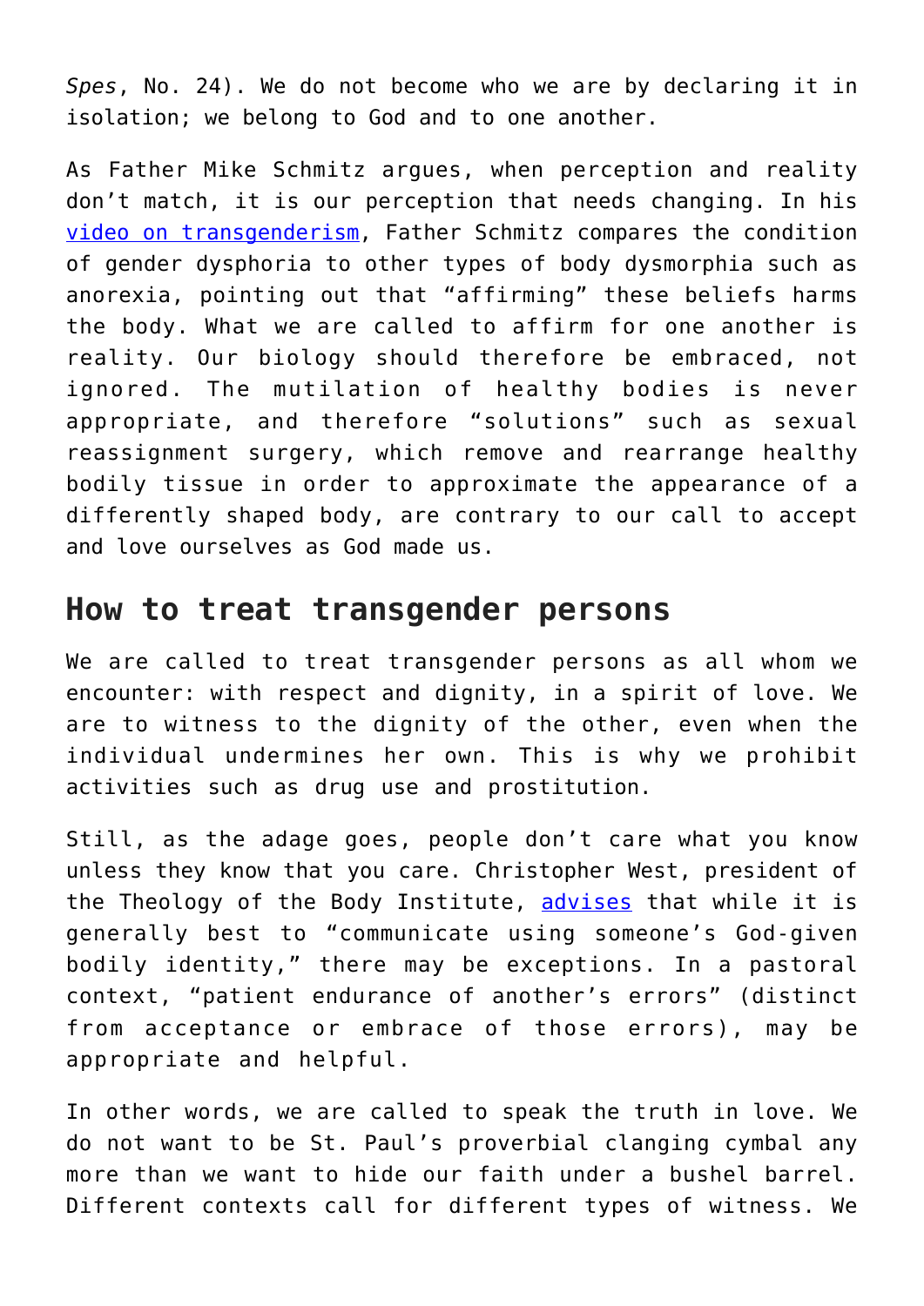*Spes*, No. 24). We do not become who we are by declaring it in isolation; we belong to God and to one another.

As Father Mike Schmitz argues, when perception and reality don't match, it is our perception that needs changing. In his [video on transgenderism](), Father Schmitz compares the condition of gender dysphoria to other types of body dysmorphia such as anorexia, pointing out that "affirming" these beliefs harms the body. What we are called to affirm for one another is reality. Our biology should therefore be embraced, not ignored. The mutilation of healthy bodies is never appropriate, and therefore "solutions" such as sexual reassignment surgery, which remove and rearrange healthy bodily tissue in order to approximate the appearance of a differently shaped body, are contrary to our call to accept and love ourselves as God made us.

## How to treat transgender persons

We are called to treat transgender persons as all whom we encounter: with respect and dignity, in a spirit of love. We are to witness to the dignity of the other, even when the individual undermines her own. This is why we prohibit activities such as drug use and prostitution.

Still, as the adage goes, people don't care what you know unless they know that you care. Christopher West, president of the Theology of the Body Institute, [advises]() that while it is generally best to "communicate using someone's God-given bodily identity," there may be exceptions. In a pastoral context, "patient endurance of another's errors" (distinct from acceptance or embrace of those errors), may be appropriate and helpful.

In other words, we are called to speak the truth in love. We do not want to be St. Paul's proverbial clanging cymbal any more than we want to hide our faith under a bushel barrel. Different contexts call for different types of witness. We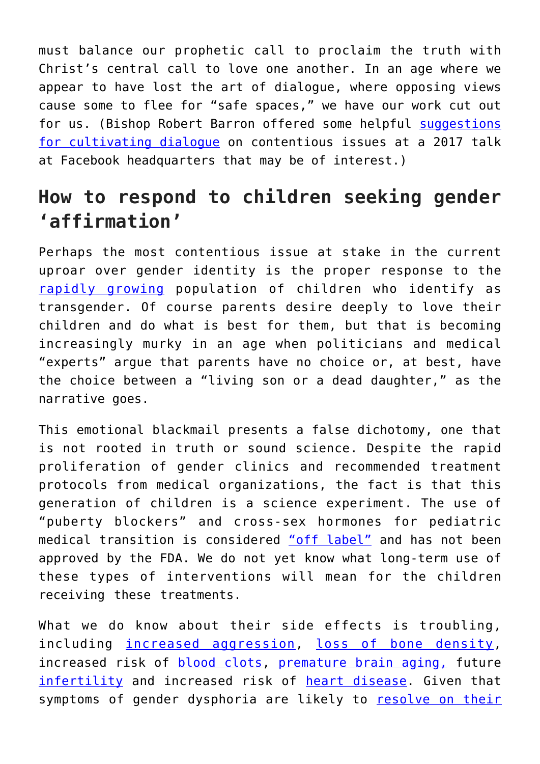must balance our prophetic call to proclaim the truth with Christ's central call to love one another. In an age where we appear to have lost the art of dialogue, where opposing views cause some to flee for "safe spaces," we have our work cut out for us. (Bishop Robert Barron offered some helpful suggestions for cultivating dialogue on contentious issues at a 2017 talk at Facebook headquarters that may be of interest.)

## How to respond to children seeking gender 'affirmation'

Perhaps the most contentious issue at stake in the current uproar over gender identity is the proper response to the rapidly growing population of children who identify as transgender. Of course parents desire deeply to love their children and do what is best for them, but that is becoming increasingly murky in an age when politicians and medical "experts" argue that parents have no choice or, at best, have the choice between a "living son or a dead daughter," as the narrative goes.

This emotional blackmail presents a false dichotomy, one that is not rooted in truth or sound science. Despite the rapid proliferation of gender clinics and recommended treatment protocols from medical organizations, the fact is that this generation of children is a science experiment. The use of "puberty blockers" and cross-sex hormones for pediatric medical transition is considered "off label" and has not been approved by the FDA. We do not yet know what long-term use of these types of interventions will mean for the children receiving these treatments.

What we do know about their side effects is troubling, including increased aggression, loss of bone density, increased risk of blood clots, premature brain aging, future infertility and increased risk of heart disease. Given that symptoms of gender dysphoria are likely to resolve on their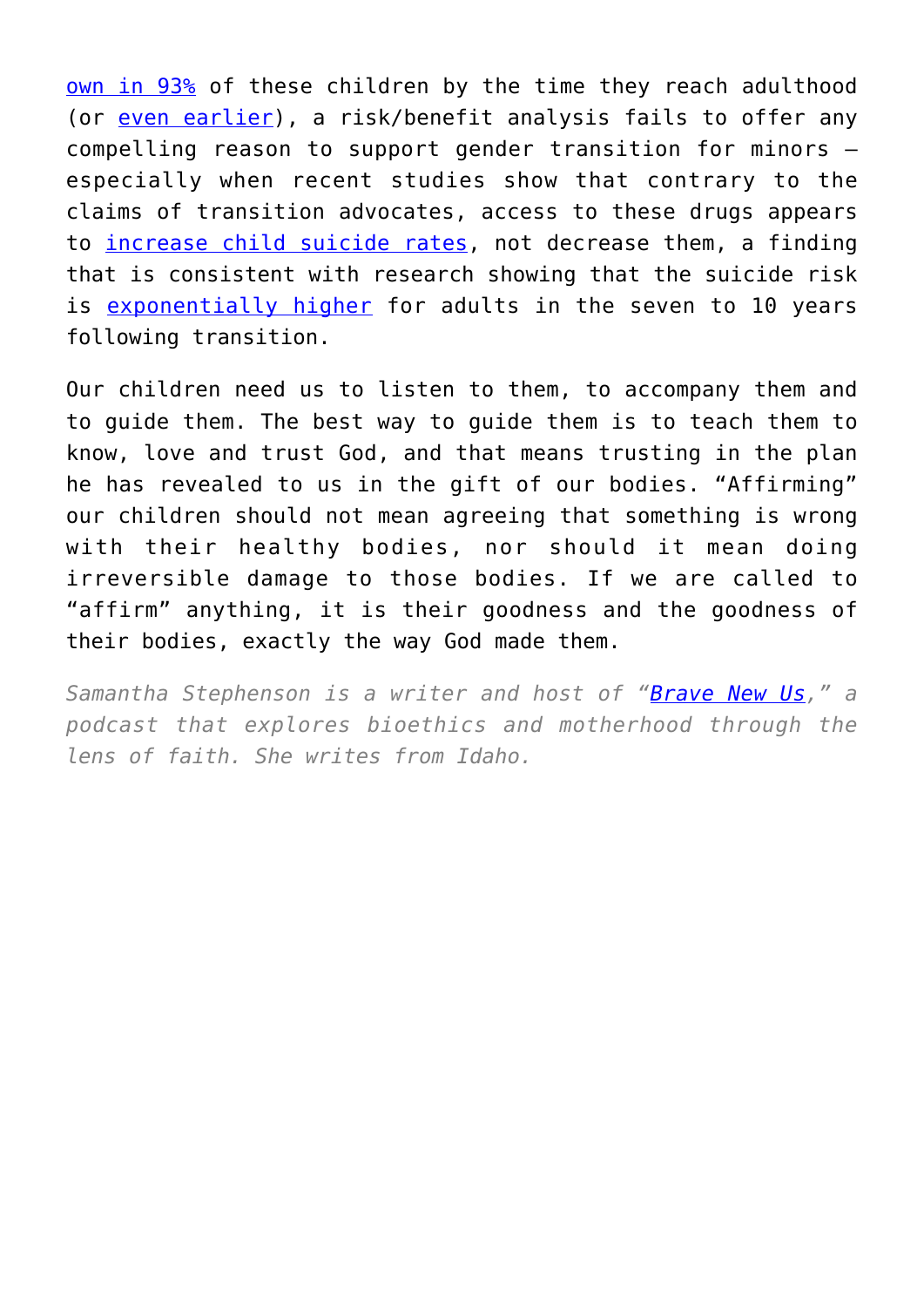own in 93% of these children by the time they reach adulthood (or even earlier), a risk/benefit analysis fails to offer any compelling reason to support gender transition for minors — especially when recent studies show that contrary to the claims of transition advocates, access to these drugs appears to increase child suicide rates, not decrease them, a finding that is consistent with research showing that the suicide risk is exponentially higher for adults in the seven to 10 years following transition.

Our children need us to listen to them, to accompany them and to guide them. The best way to guide them is to teach them to know, love and trust God, and that means trusting in the plan he has revealed to us in the gift of our bodies. "Affirming" our children should not mean agreeing that something is wrong with their healthy bodies, nor should it mean doing irreversible damage to those bodies. If we are called to "affirm" anything, it is their goodness and the goodness of their bodies, exactly the way God made them.

*Samantha Stephenson is a writer and host of "Brave New Us," a podcast that explores bioethics and motherhood through the lens of faith. She writes from Idaho.*